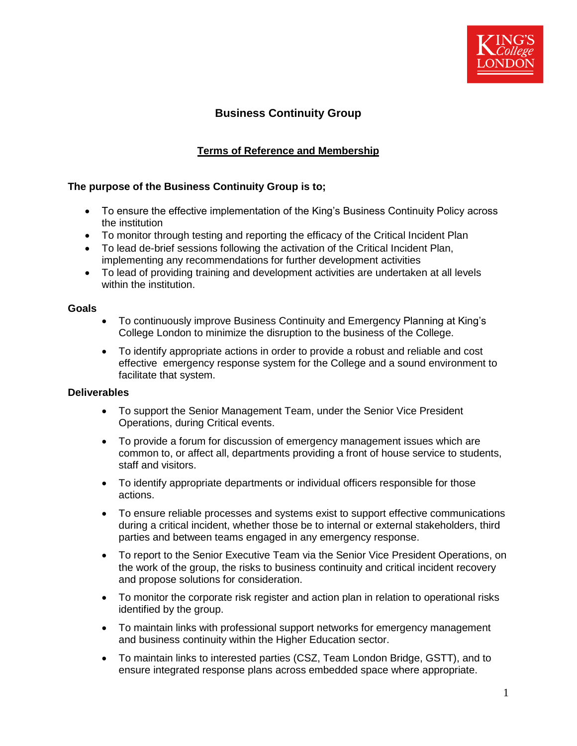# Business Continuity Group

## Terms of Reference and Membership

**The purpose of the Business Continuity Group is to;**

- To ensure the effective implementation of the King's Business Continuity Policy across the institution
- To monitor through testing and reporting the efficacy of the Critical Incident Plan
- To lead de-brief sessions following the activation of the Critical Incident Plan, implementing any recommendations for further development activities
- To lead of providing training and development activities are undertaken at all levels within the institution.

**Goals**

- To continuously improve Business Continuity and Emergency Planning at King's College London to minimize the disruption to the business of the College.
- To identify appropriate actions in order to provide a robust and reliable and cost effective emergency response system for the College and a sound environment to facilitate that system.

**Deliverables**

- To support the Senior Management Team, under the Senior Vice President Operations, during Critical events.
- To provide a forum for discussion of emergency management issues which are common to, or affect all, departments providing a front of house service to students, staff and visitors.
- To identify appropriate departments or individual officers responsible for those actions.
- To ensure reliable processes and systems exist to support effective communications during a critical incident, whether those be to internal or external stakeholders, third parties and between teams engaged in any emergency response.
- To report to the Senior Executive Team via the Senior Vice President Operations, on the work of the group, the risks to business continuity and critical incident recovery and propose solutions for consideration.
- To monitor the corporate risk register and action plan in relation to operational risks identified by the group.
- To maintain links with professional support networks for emergency management and business continuity within the Higher Education sector.
- To maintain links to interested parties (CSZ, Team London Bridge, GSTT), and to ensure integrated response plans across embedded space where appropriate.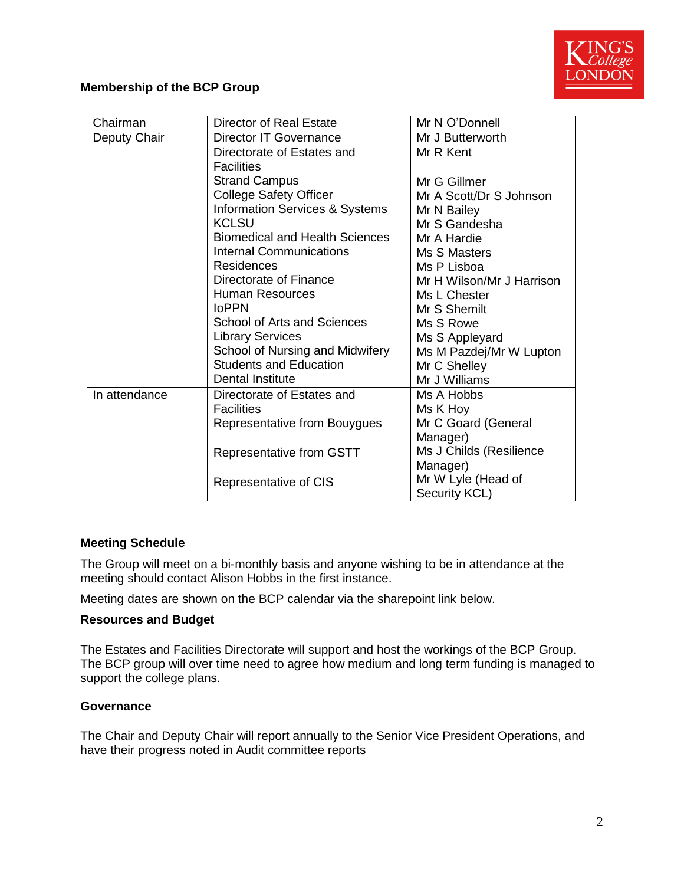**Membership of the BCP Group**

| | | |
|---|---|---|
| Chairman | Director of Real Estate | Mr N O'Donnell |
| Deputy Chair | Director IT Governance | Mr J Butterworth |
| | Directorate of Estates and Facilities | Mr R Kent |
| | Strand Campus | Mr G Gillmer |
| | College Safety Officer | Mr A Scott/Dr S Johnson |
| | Information Services & Systems | Mr N Bailey |
| | KCLSU | Mr S Gandesha |
| | Biomedical and Health Sciences | Mr A Hardie |
| | Internal Communications | Ms S Masters |
| | Residences | Ms P Lisboa |
| | Directorate of Finance | Mr H Wilson/Mr J Harrison |
| | Human Resources | Ms L Chester |
| | IoPPN | Mr S Shemilt |
| | School of Arts and Sciences | Ms S Rowe |
| | Library Services | Ms S Appleyard |
| | School of Nursing and Midwifery | Ms M Pazdej/Mr W Lupton |
| | Students and Education | Mr C Shelley |
| | Dental Institute | Mr J Williams |
| In attendance | Directorate of Estates and Facilities | Ms A Hobbs<br>Ms K Hoy |
| | Representative from Bouygues | Mr C Goard (General Manager) |
| | Representative from GSTT | Ms J Childs (Resilience Manager) |
| | Representative of CIS | Mr W Lyle (Head of Security KCL) |

**Meeting Schedule**

The Group will meet on a bi-monthly basis and anyone wishing to be in attendance at the meeting should contact Alison Hobbs in the first instance.

Meeting dates are shown on the BCP calendar via the sharepoint link below.

**Resources and Budget**

The Estates and Facilities Directorate will support and host the workings of the BCP Group. The BCP group will over time need to agree how medium and long term funding is managed to support the college plans.

**Governance**

The Chair and Deputy Chair will report annually to the Senior Vice President Operations, and have their progress noted in Audit committee reports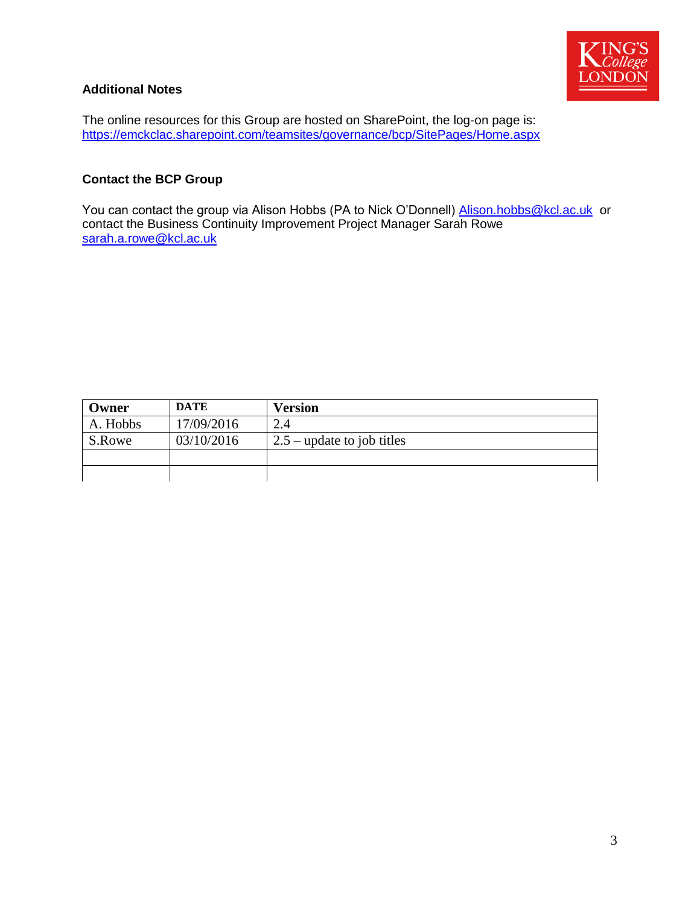### Additional Notes

The online resources for this Group are hosted on SharePoint, the log-on page is: [https://emckclac.sharepoint.com/teamsites/governance/bcp/SitePages/Home.aspx](https://emckclac.sharepoint.com/teamsites/governance/bcp/SitePages/Home.aspx)

### Contact the BCP Group

You can contact the group via Alison Hobbs (PA to Nick O'Donnell) [Alison.hobbs@kcl.ac.uk](mailto:Alison.hobbs@kcl.ac.uk) or contact the Business Continuity Improvement Project Manager Sarah Rowe [sarah.a.rowe@kcl.ac.uk](mailto:sarah.a.rowe@kcl.ac.uk)

| Owner | DATE | Version |
|---|---|---|
| A. Hobbs | 17/09/2016 | 2.4 |
| S.Rowe | 03/10/2016 | 2.5 – update to job titles |
| | | |
| | | |